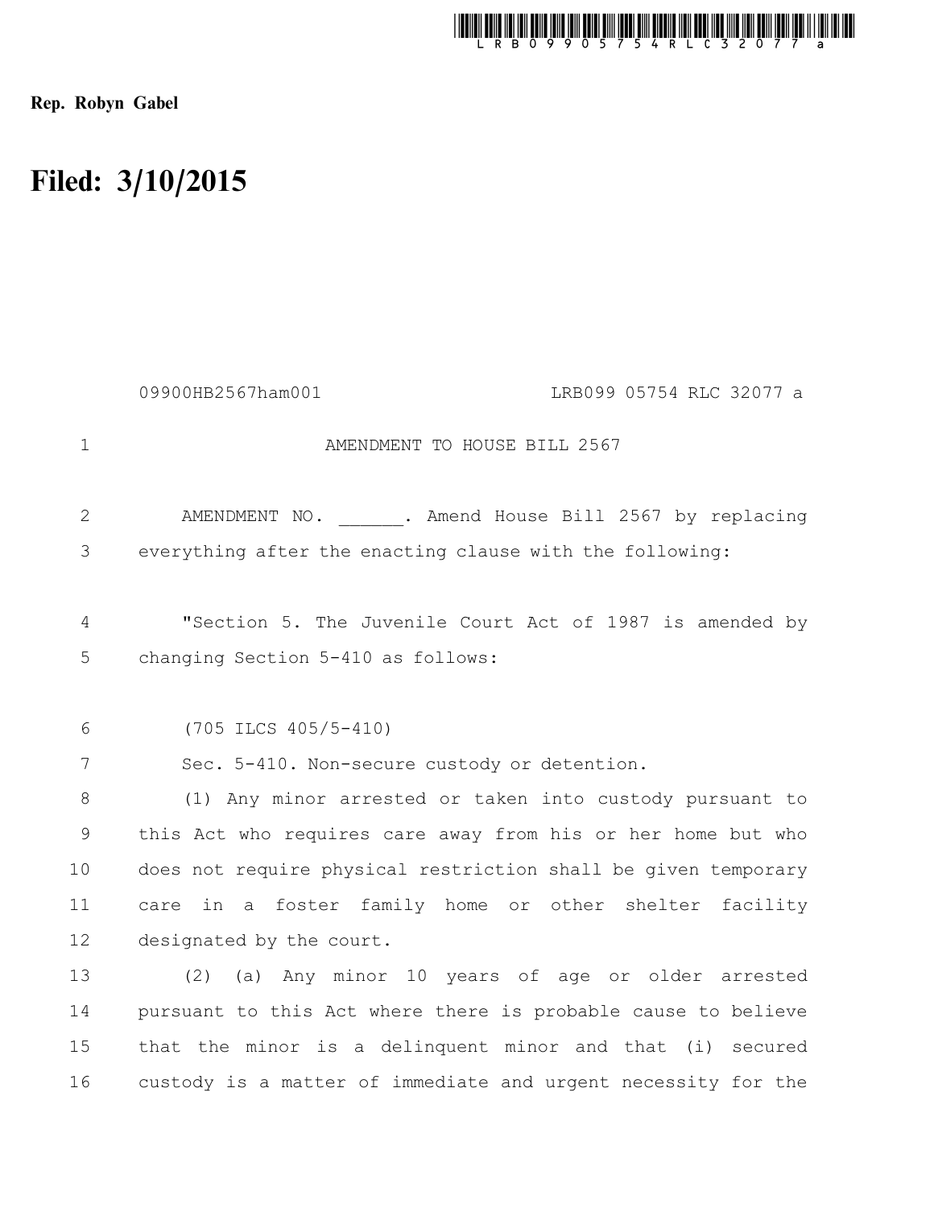Rep. Robyn Gabel

# Filed: 3/10/2015

09900HB2567ham001 LRB099 05754 RLC 32077 a

AMENDMENT TO HOUSE BILL 2567

AMENDMENT NO. ______. Amend House Bill 2567 by replacing everything after the enacting clause with the following:

"Section 5. The Juvenile Court Act of 1987 is amended by changing Section 5-410 as follows:

(705 ILCS 405/5-410)

Sec. 5-410. Non-secure custody or detention.

(1) Any minor arrested or taken into custody pursuant to this Act who requires care away from his or her home but who does not require physical restriction shall be given temporary care in a foster family home or other shelter facility designated by the court.

(2) (a) Any minor 10 years of age or older arrested pursuant to this Act where there is probable cause to believe that the minor is a delinquent minor and that (i) secured custody is a matter of immediate and urgent necessity for the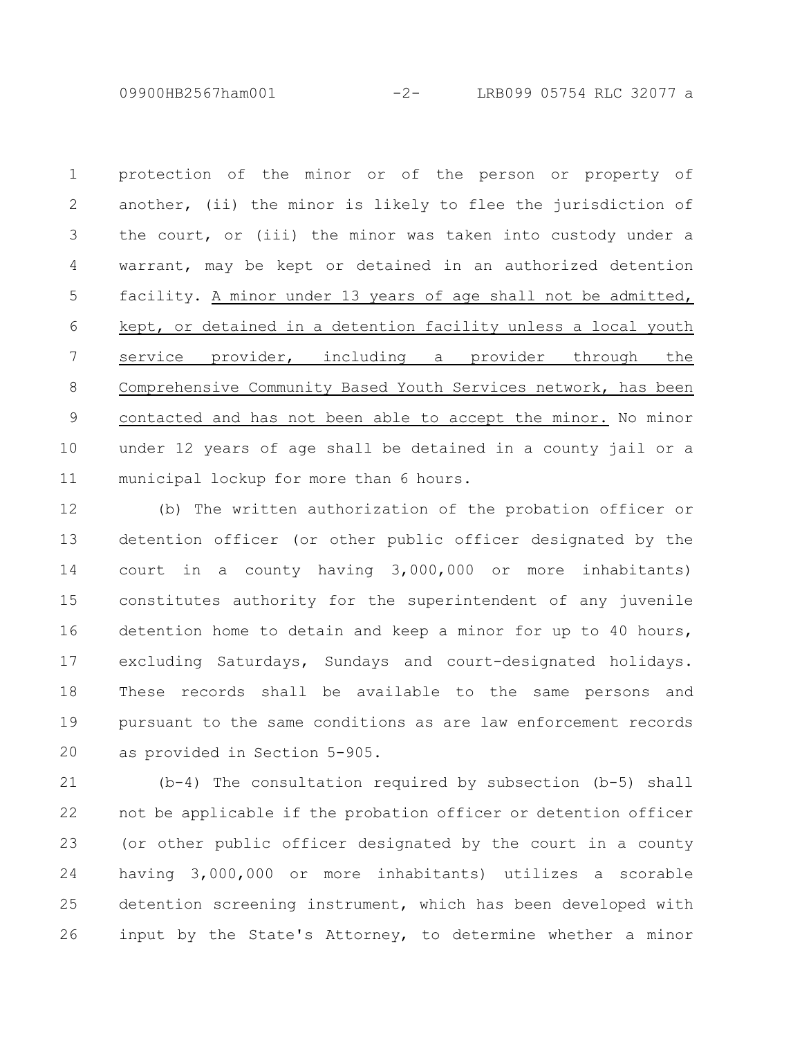protection of the minor or of the person or property of another, (ii) the minor is likely to flee the jurisdiction of the court, or (iii) the minor was taken into custody under a warrant, may be kept or detained in an authorized detention facility. <u>A minor under 13 years of age shall not be admitted, kept, or detained in a detention facility unless a local youth service provider, including a provider through the Comprehensive Community Based Youth Services network, has been contacted and has not been able to accept the minor.</u> No minor under 12 years of age shall be detained in a county jail or a municipal lockup for more than 6 hours.

(b) The written authorization of the probation officer or detention officer (or other public officer designated by the court in a county having 3,000,000 or more inhabitants) constitutes authority for the superintendent of any juvenile detention home to detain and keep a minor for up to 40 hours, excluding Saturdays, Sundays and court-designated holidays. These records shall be available to the same persons and pursuant to the same conditions as are law enforcement records as provided in Section 5-905.

(b-4) The consultation required by subsection (b-5) shall not be applicable if the probation officer or detention officer (or other public officer designated by the court in a county having 3,000,000 or more inhabitants) utilizes a scorable detention screening instrument, which has been developed with input by the State's Attorney, to determine whether a minor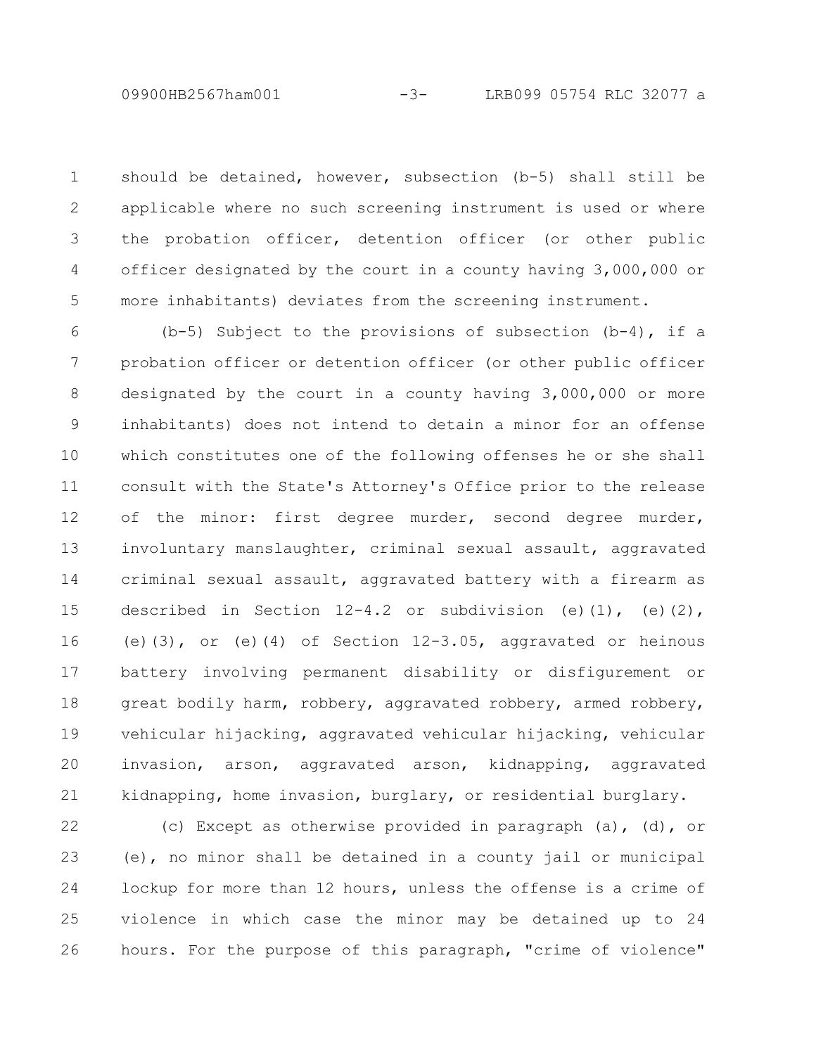should be detained, however, subsection (b-5) shall still be applicable where no such screening instrument is used or where the probation officer, detention officer (or other public officer designated by the court in a county having 3,000,000 or more inhabitants) deviates from the screening instrument.

(b-5) Subject to the provisions of subsection (b-4), if a probation officer or detention officer (or other public officer designated by the court in a county having 3,000,000 or more inhabitants) does not intend to detain a minor for an offense which constitutes one of the following offenses he or she shall consult with the State's Attorney's Office prior to the release of the minor: first degree murder, second degree murder, involuntary manslaughter, criminal sexual assault, aggravated criminal sexual assault, aggravated battery with a firearm as described in Section 12-4.2 or subdivision (e)(1), (e)(2), (e)(3), or (e)(4) of Section 12-3.05, aggravated or heinous battery involving permanent disability or disfigurement or great bodily harm, robbery, aggravated robbery, armed robbery, vehicular hijacking, aggravated vehicular hijacking, vehicular invasion, arson, aggravated arson, kidnapping, aggravated kidnapping, home invasion, burglary, or residential burglary.

(c) Except as otherwise provided in paragraph (a), (d), or (e), no minor shall be detained in a county jail or municipal lockup for more than 12 hours, unless the offense is a crime of violence in which case the minor may be detained up to 24 hours. For the purpose of this paragraph, "crime of violence"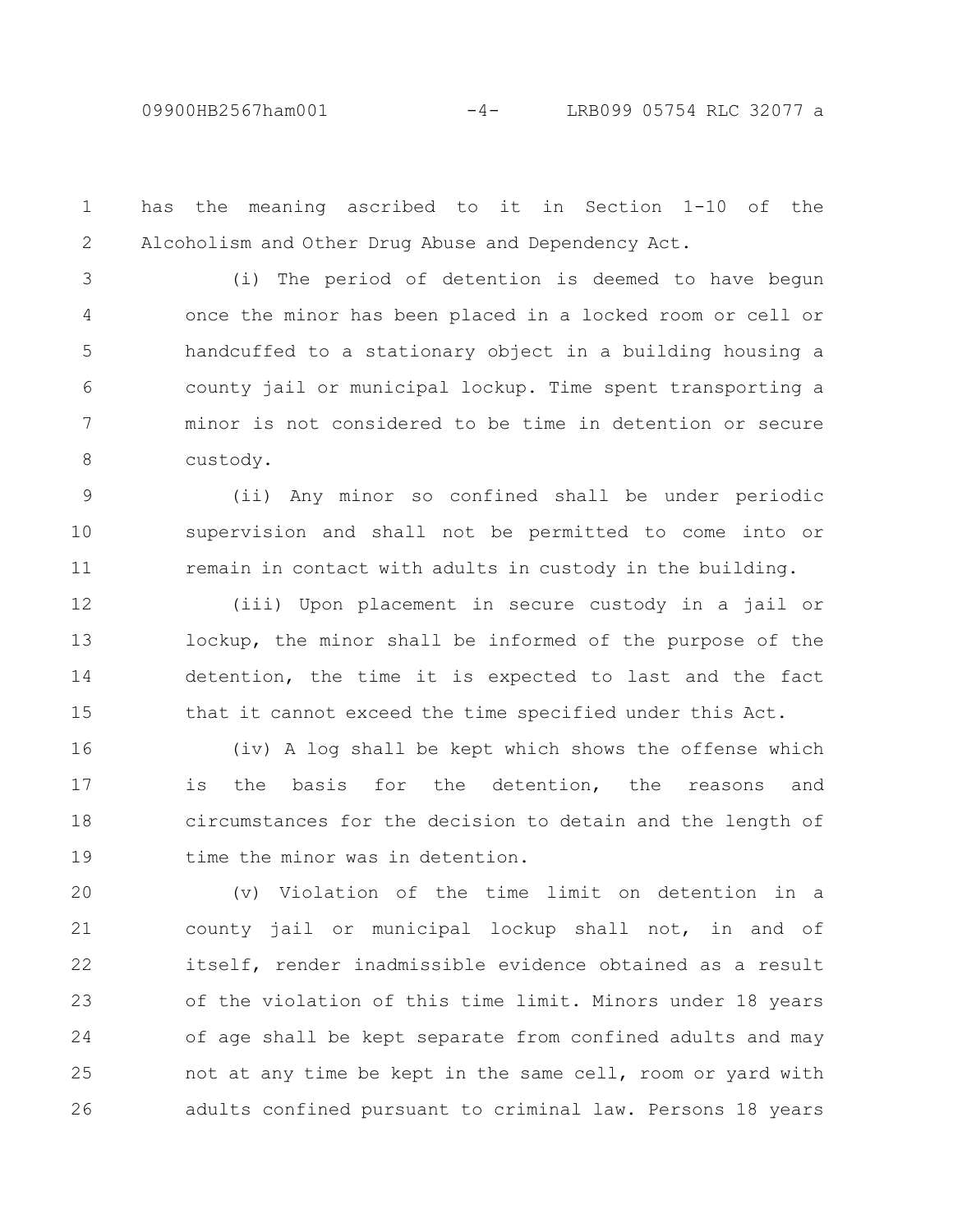has the meaning ascribed to it in Section 1-10 of the Alcoholism and Other Drug Abuse and Dependency Act.

(i) The period of detention is deemed to have begun once the minor has been placed in a locked room or cell or handcuffed to a stationary object in a building housing a county jail or municipal lockup. Time spent transporting a minor is not considered to be time in detention or secure custody.

(ii) Any minor so confined shall be under periodic supervision and shall not be permitted to come into or remain in contact with adults in custody in the building.

(iii) Upon placement in secure custody in a jail or lockup, the minor shall be informed of the purpose of the detention, the time it is expected to last and the fact that it cannot exceed the time specified under this Act.

(iv) A log shall be kept which shows the offense which is the basis for the detention, the reasons and circumstances for the decision to detain and the length of time the minor was in detention.

(v) Violation of the time limit on detention in a county jail or municipal lockup shall not, in and of itself, render inadmissible evidence obtained as a result of the violation of this time limit. Minors under 18 years of age shall be kept separate from confined adults and may not at any time be kept in the same cell, room or yard with adults confined pursuant to criminal law. Persons 18 years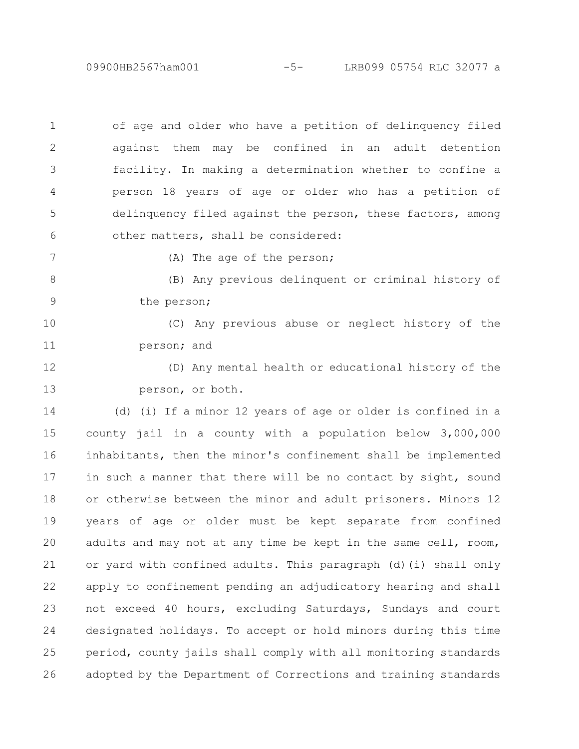of age and older who have a petition of delinquency filed against them may be confined in an adult detention facility. In making a determination whether to confine a person 18 years of age or older who has a petition of delinquency filed against the person, these factors, among other matters, shall be considered:

(A) The age of the person;

(B) Any previous delinquent or criminal history of the person;

(C) Any previous abuse or neglect history of the person; and

(D) Any mental health or educational history of the person, or both.

(d) (i) If a minor 12 years of age or older is confined in a county jail in a county with a population below 3,000,000 inhabitants, then the minor's confinement shall be implemented in such a manner that there will be no contact by sight, sound or otherwise between the minor and adult prisoners. Minors 12 years of age or older must be kept separate from confined adults and may not at any time be kept in the same cell, room, or yard with confined adults. This paragraph (d)(i) shall only apply to confinement pending an adjudicatory hearing and shall not exceed 40 hours, excluding Saturdays, Sundays and court designated holidays. To accept or hold minors during this time period, county jails shall comply with all monitoring standards adopted by the Department of Corrections and training standards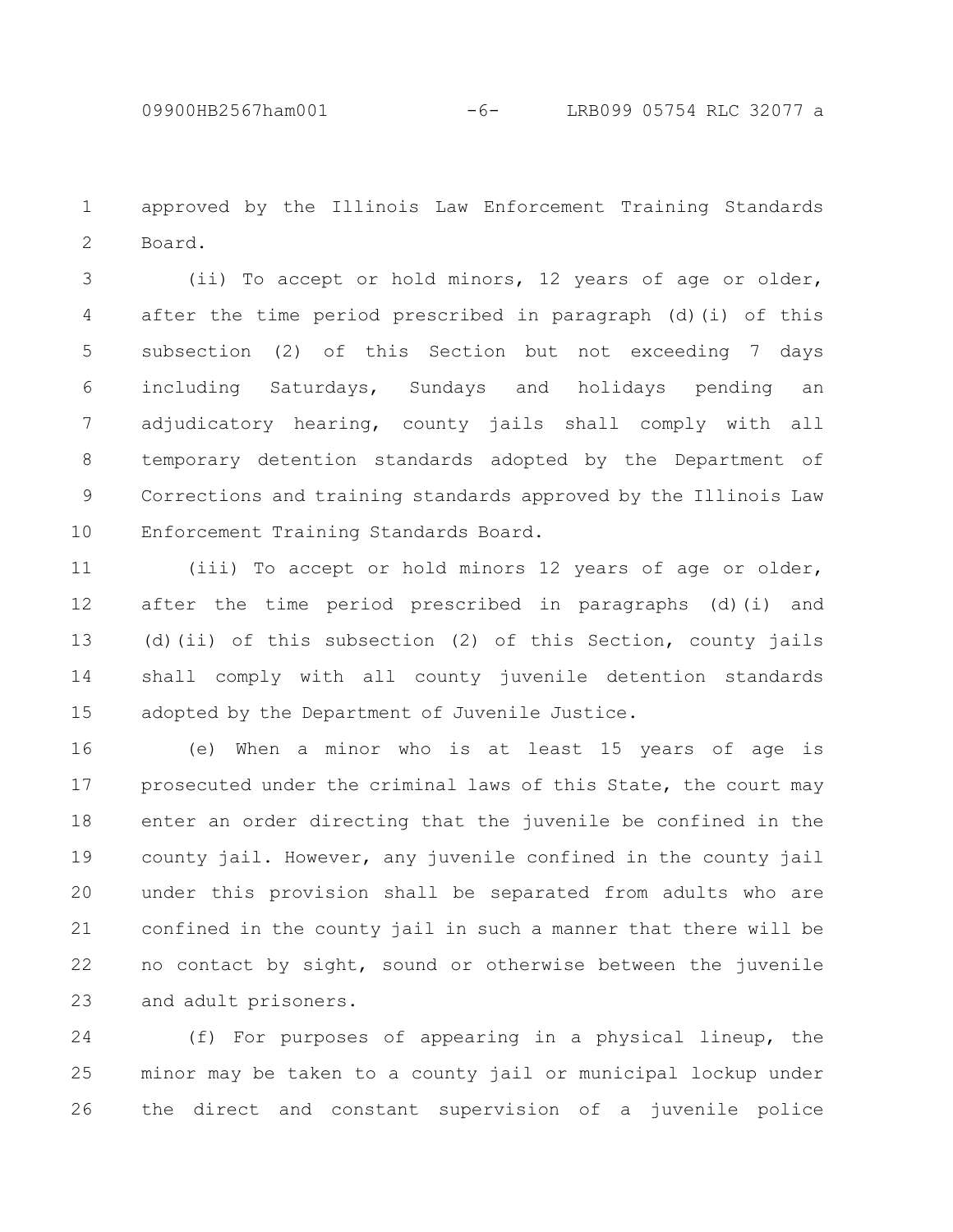approved by the Illinois Law Enforcement Training Standards Board.

(ii) To accept or hold minors, 12 years of age or older, after the time period prescribed in paragraph (d)(i) of this subsection (2) of this Section but not exceeding 7 days including Saturdays, Sundays and holidays pending an adjudicatory hearing, county jails shall comply with all temporary detention standards adopted by the Department of Corrections and training standards approved by the Illinois Law Enforcement Training Standards Board.

(iii) To accept or hold minors 12 years of age or older, after the time period prescribed in paragraphs (d)(i) and (d)(ii) of this subsection (2) of this Section, county jails shall comply with all county juvenile detention standards adopted by the Department of Juvenile Justice.

(e) When a minor who is at least 15 years of age is prosecuted under the criminal laws of this State, the court may enter an order directing that the juvenile be confined in the county jail. However, any juvenile confined in the county jail under this provision shall be separated from adults who are confined in the county jail in such a manner that there will be no contact by sight, sound or otherwise between the juvenile and adult prisoners.

(f) For purposes of appearing in a physical lineup, the minor may be taken to a county jail or municipal lockup under the direct and constant supervision of a juvenile police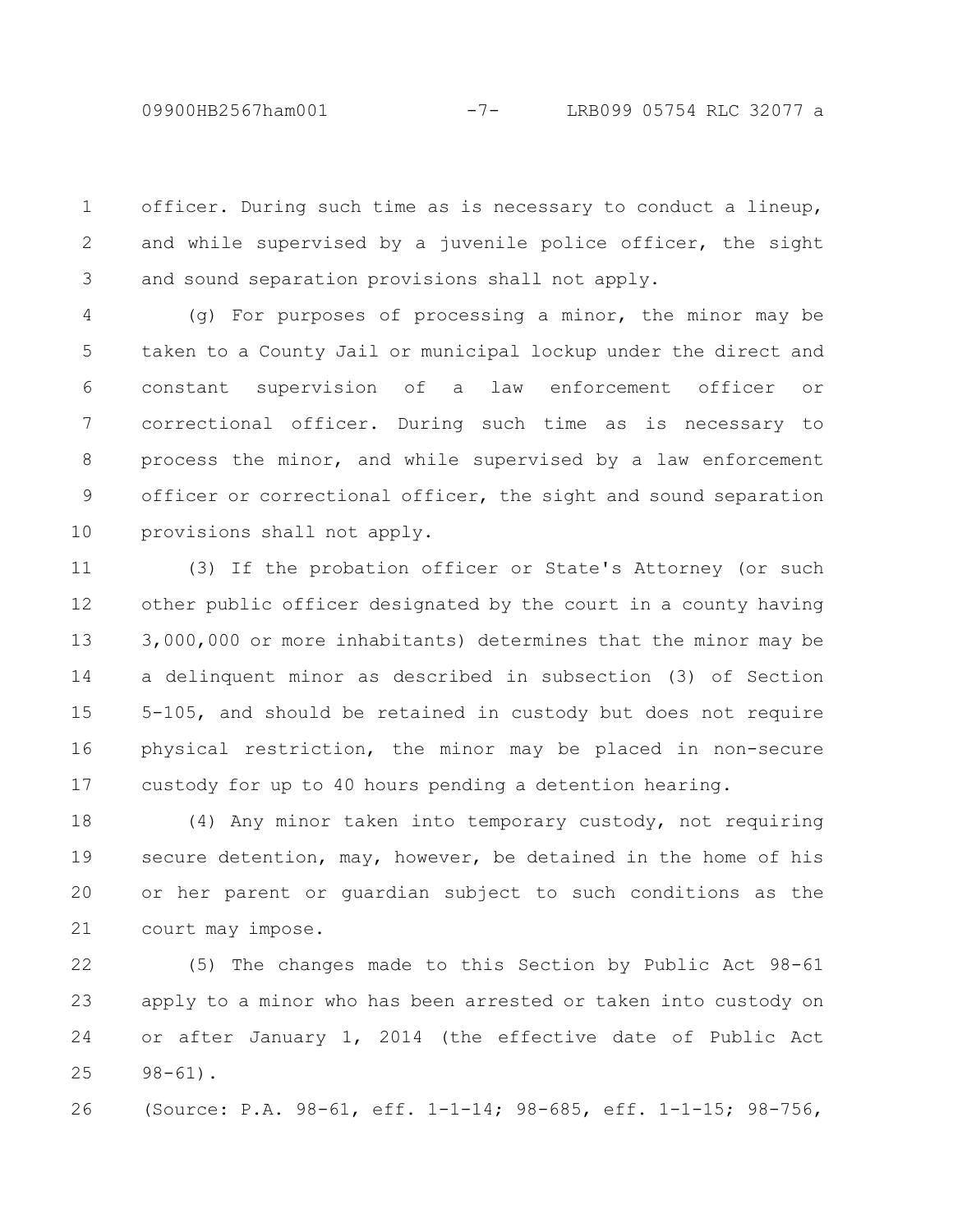officer. During such time as is necessary to conduct a lineup, and while supervised by a juvenile police officer, the sight and sound separation provisions shall not apply.

(g) For purposes of processing a minor, the minor may be taken to a County Jail or municipal lockup under the direct and constant supervision of a law enforcement officer or correctional officer. During such time as is necessary to process the minor, and while supervised by a law enforcement officer or correctional officer, the sight and sound separation provisions shall not apply.

(3) If the probation officer or State's Attorney (or such other public officer designated by the court in a county having 3,000,000 or more inhabitants) determines that the minor may be a delinquent minor as described in subsection (3) of Section 5-105, and should be retained in custody but does not require physical restriction, the minor may be placed in non-secure custody for up to 40 hours pending a detention hearing.

(4) Any minor taken into temporary custody, not requiring secure detention, may, however, be detained in the home of his or her parent or guardian subject to such conditions as the court may impose.

(5) The changes made to this Section by Public Act 98-61 apply to a minor who has been arrested or taken into custody on or after January 1, 2014 (the effective date of Public Act 98-61).

(Source: P.A. 98-61, eff. 1-1-14; 98-685, eff. 1-1-15; 98-756,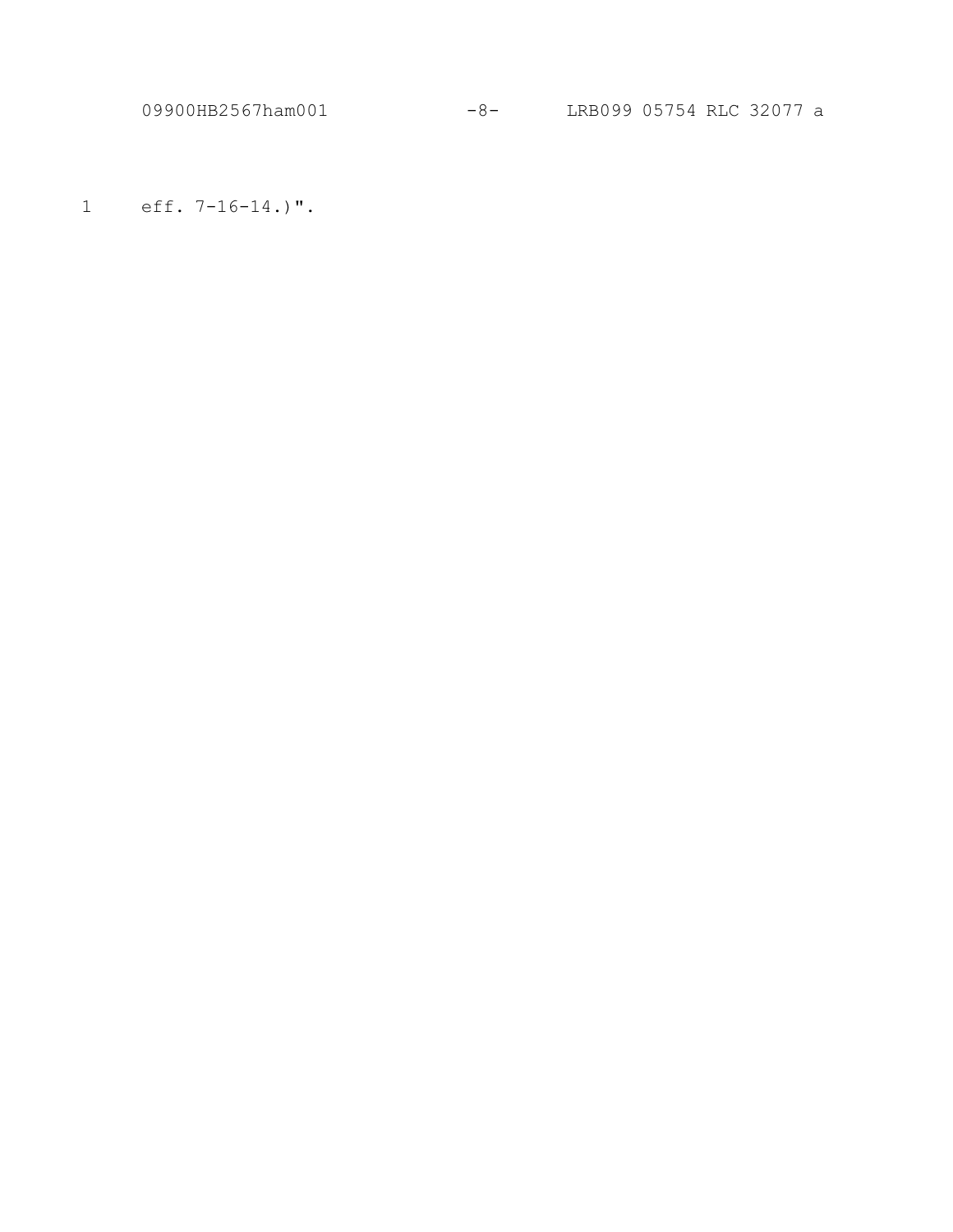eff. 7-16-14.)".